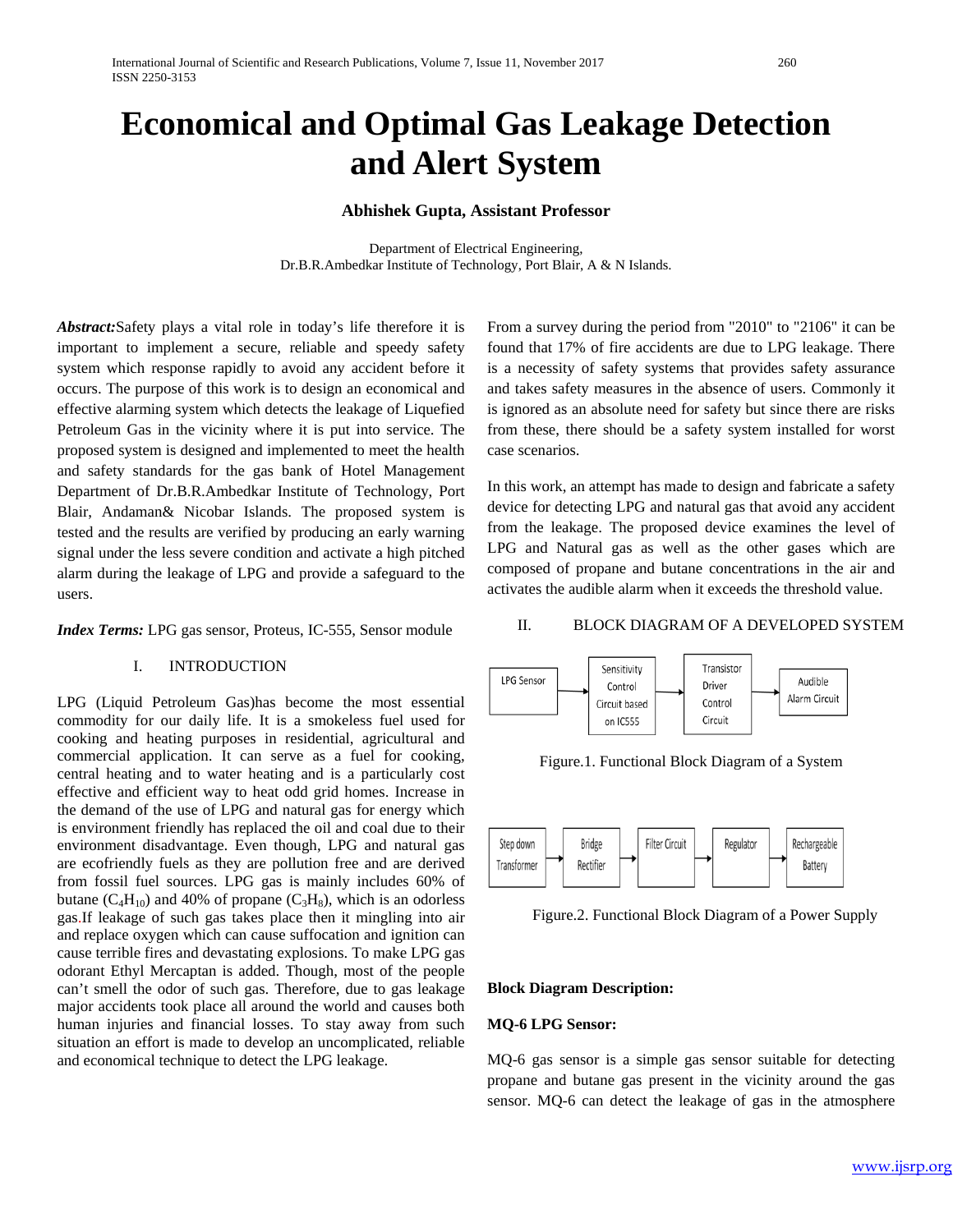# Economical and Optimal Gas Leakage Detection and Alert System

**Abhishek Gupta, Assistant Professor**

Department of Electrical Engineering,
Dr.B.R.Ambedkar Institute of Technology, Port Blair, A & N Islands.

***Abstract:***Safety plays a vital role in today's life therefore it is important to implement a secure, reliable and speedy safety system which response rapidly to avoid any accident before it occurs. The purpose of this work is to design an economical and effective alarming system which detects the leakage of Liquefied Petroleum Gas in the vicinity where it is put into service. The proposed system is designed and implemented to meet the health and safety standards for the gas bank of Hotel Management Department of Dr.B.R.Ambedkar Institute of Technology, Port Blair, Andaman& Nicobar Islands. The proposed system is tested and the results are verified by producing an early warning signal under the less severe condition and activate a high pitched alarm during the leakage of LPG and provide a safeguard to the users.

***Index Terms:*** LPG gas sensor, Proteus, IC-555, Sensor module

## I. INTRODUCTION

LPG (Liquid Petroleum Gas)has become the most essential commodity for our daily life. It is a smokeless fuel used for cooking and heating purposes in residential, agricultural and commercial application. It can serve as a fuel for cooking, central heating and to water heating and is a particularly cost effective and efficient way to heat odd grid homes. Increase in the demand of the use of LPG and natural gas for energy which is environment friendly has replaced the oil and coal due to their environment disadvantage. Even though, LPG and natural gas are ecofriendly fuels as they are pollution free and are derived from fossil fuel sources. LPG gas is mainly includes 60% of butane ($C_4H_{10}$) and 40% of propane ($C_3H_8$), which is an odorless gas.If leakage of such gas takes place then it mingling into air and replace oxygen which can cause suffocation and ignition can cause terrible fires and devastating explosions. To make LPG gas odorant Ethyl Mercaptan is added. Though, most of the people can't smell the odor of such gas. Therefore, due to gas leakage major accidents took place all around the world and causes both human injuries and financial losses. To stay away from such situation an effort is made to develop an uncomplicated, reliable and economical technique to detect the LPG leakage.

From a survey during the period from "2010" to "2106" it can be found that 17% of fire accidents are due to LPG leakage. There is a necessity of safety systems that provides safety assurance and takes safety measures in the absence of users. Commonly it is ignored as an absolute need for safety but since there are risks from these, there should be a safety system installed for worst case scenarios.

In this work, an attempt has made to design and fabricate a safety device for detecting LPG and natural gas that avoid any accident from the leakage. The proposed device examines the level of LPG and Natural gas as well as the other gases which are composed of propane and butane concentrations in the air and activates the audible alarm when it exceeds the threshold value.

## II. BLOCK DIAGRAM OF A DEVELOPED SYSTEM

LPG Sensor → Sensitivity Control Circuit based on IC555 → Transistor Driver Control Circuit → Audible Alarm Circuit

Figure.1. Functional Block Diagram of a System

Step down Transformer → Bridge Rectifier → Filter Circuit → Regulator → Rechargeable Battery

Figure.2. Functional Block Diagram of a Power Supply

**Block Diagram Description:**

**MQ-6 LPG Sensor:**

MQ-6 gas sensor is a simple gas sensor suitable for detecting propane and butane gas present in the vicinity around the gas sensor. MQ-6 can detect the leakage of gas in the atmosphere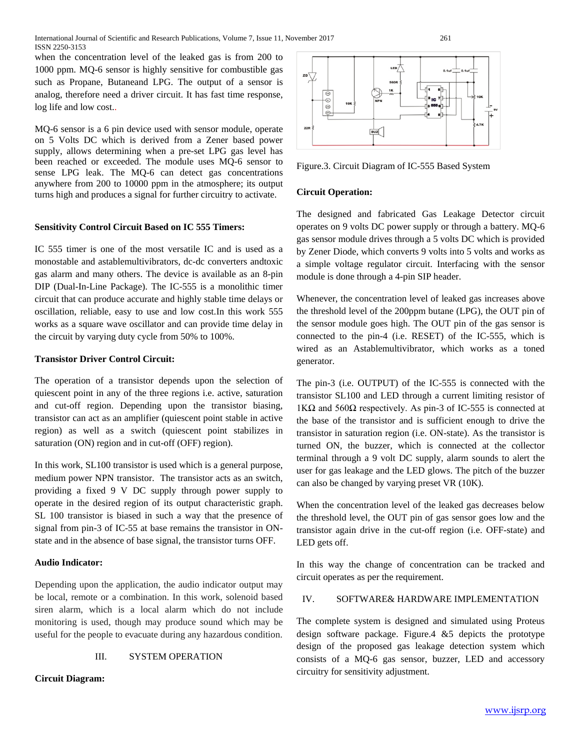when the concentration level of the leaked gas is from 200 to 1000 ppm. MQ-6 sensor is highly sensitive for combustible gas such as Propane, Butaneand LPG. The output of a sensor is analog, therefore need a driver circuit. It has fast time response, log life and low cost..

MQ-6 sensor is a 6 pin device used with sensor module, operate on 5 Volts DC which is derived from a Zener based power supply, allows determining when a pre-set LPG gas level has been reached or exceeded. The module uses MQ-6 sensor to sense LPG leak. The MQ-6 can detect gas concentrations anywhere from 200 to 10000 ppm in the atmosphere; its output turns high and produces a signal for further circuitry to activate.

**Sensitivity Control Circuit Based on IC 555 Timers:**

IC 555 timer is one of the most versatile IC and is used as a monostable and astablemultivibrators, dc-dc converters andtoxic gas alarm and many others. The device is available as an 8-pin DIP (Dual-In-Line Package). The IC-555 is a monolithic timer circuit that can produce accurate and highly stable time delays or oscillation, reliable, easy to use and low cost.In this work 555 works as a square wave oscillator and can provide time delay in the circuit by varying duty cycle from 50% to 100%.

**Transistor Driver Control Circuit:**

The operation of a transistor depends upon the selection of quiescent point in any of the three regions i.e. active, saturation and cut-off region. Depending upon the transistor biasing, transistor can act as an amplifier (quiescent point stable in active region) as well as a switch (quiescent point stabilizes in saturation (ON) region and in cut-off (OFF) region).

In this work, SL100 transistor is used which is a general purpose, medium power NPN transistor. The transistor acts as an switch, providing a fixed 9 V DC supply through power supply to operate in the desired region of its output characteristic graph. SL 100 transistor is biased in such a way that the presence of signal from pin-3 of IC-55 at base remains the transistor in ON-state and in the absence of base signal, the transistor turns OFF.

**Audio Indicator:**

Depending upon the application, the audio indicator output may be local, remote or a combination. In this work, solenoid based siren alarm, which is a local alarm which do not include monitoring is used, though may produce sound which may be useful for the people to evacuate during any hazardous condition.

## III. SYSTEM OPERATION

**Circuit Diagram:**

Figure.3. Circuit Diagram of IC-555 Based System

**Circuit Operation:**

The designed and fabricated Gas Leakage Detector circuit operates on 9 volts DC power supply or through a battery. MQ-6 gas sensor module drives through a 5 volts DC which is provided by Zener Diode, which converts 9 volts into 5 volts and works as a simple voltage regulator circuit. Interfacing with the sensor module is done through a 4-pin SIP header.

Whenever, the concentration level of leaked gas increases above the the threshold level of the 200ppm butane (LPG), the OUT pin of the sensor module goes high. The OUT pin of the gas sensor is connected to the pin-4 (i.e. RESET) of the IC-555, which is wired as an Astablemultivibrator, which works as a toned generator.

The pin-3 (i.e. OUTPUT) of the IC-555 is connected with the transistor SL100 and LED through a current limiting resistor of 1KΩ and 560Ω respectively. As pin-3 of IC-555 is connected at the base of the transistor and is sufficient enough to drive the transistor in saturation region (i.e. ON-state). As the transistor is turned ON, the buzzer, which is connected at the collector terminal through a 9 volt DC supply, alarm sounds to alert the user for gas leakage and the LED glows. The pitch of the buzzer can also be changed by varying preset VR (10K).

When the concentration level of the leaked gas decreases below the threshold level, the OUT pin of gas sensor goes low and the transistor again drive in the cut-off region (i.e. OFF-state) and LED gets off.

In this way the change of concentration can be tracked and circuit operates as per the requirement.

## IV. SOFTWARE& HARDWARE IMPLEMENTATION

The complete system is designed and simulated using Proteus design software package. Figure.4 &5 depicts the prototype design of the proposed gas leakage detection system which consists of a MQ-6 gas sensor, buzzer, LED and accessory circuitry for sensitivity adjustment.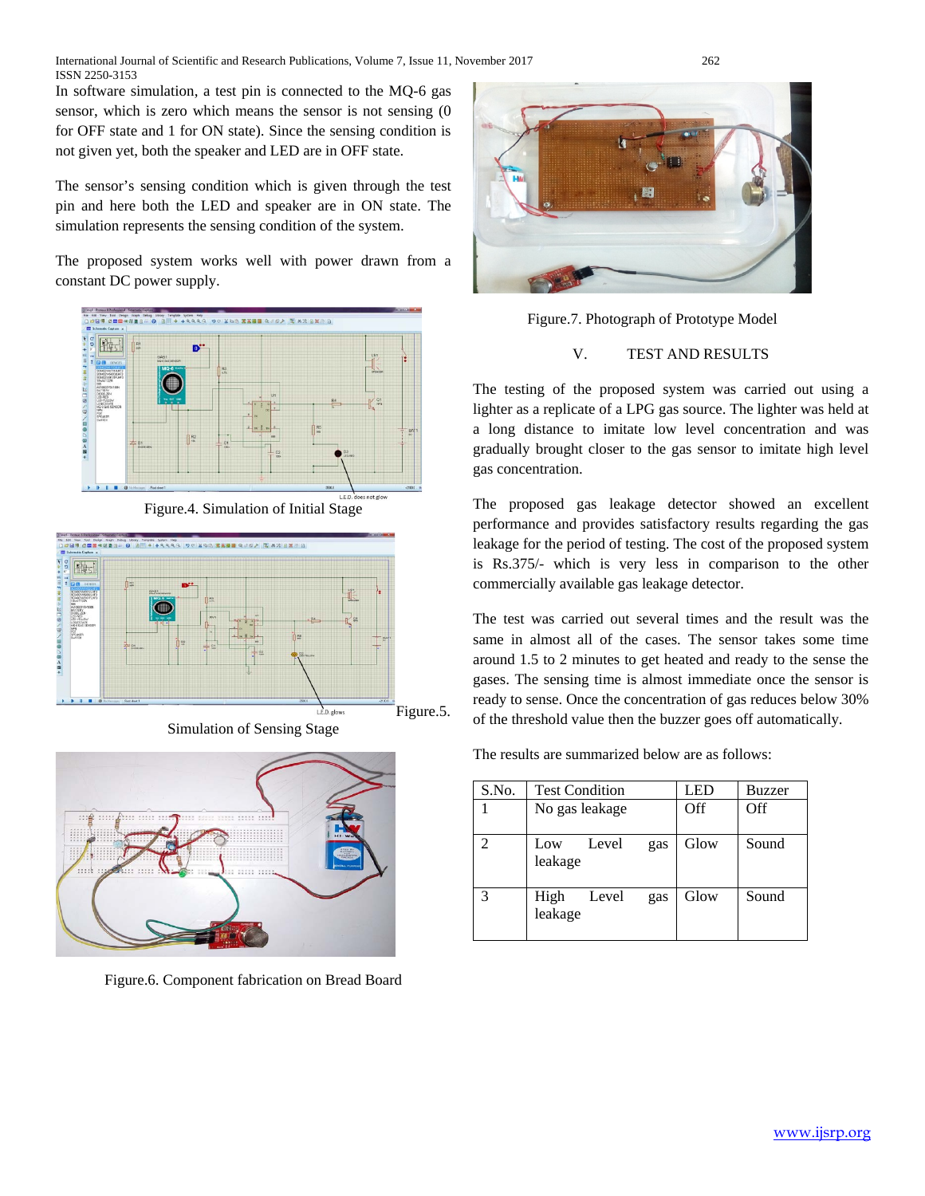In software simulation, a test pin is connected to the MQ-6 gas sensor, which is zero which means the sensor is not sensing (0 for OFF state and 1 for ON state). Since the sensing condition is not given yet, both the speaker and LED are in OFF state.

The sensor's sensing condition which is given through the test pin and here both the LED and speaker are in ON state. The simulation represents the sensing condition of the system.

The proposed system works well with power drawn from a constant DC power supply.

Figure.4. Simulation of Initial Stage

Figure.5. Simulation of Sensing Stage

Figure.6. Component fabrication on Bread Board

Figure.7. Photograph of Prototype Model

## V. TEST AND RESULTS

The testing of the proposed system was carried out using a lighter as a replicate of a LPG gas source. The lighter was held at a long distance to imitate low level concentration and was gradually brought closer to the gas sensor to imitate high level gas concentration.

The proposed gas leakage detector showed an excellent performance and provides satisfactory results regarding the gas leakage for the period of testing. The cost of the proposed system is Rs.375/- which is very less in comparison to the other commercially available gas leakage detector.

The test was carried out several times and the result was the same in almost all of the cases. The sensor takes some time around 1.5 to 2 minutes to get heated and ready to the sense the gases. The sensing time is almost immediate once the sensor is ready to sense. Once the concentration of gas reduces below 30% of the threshold value then the buzzer goes off automatically.

The results are summarized below are as follows:

| S.No. | Test Condition | LED | Buzzer |
|---|---|---|---|
| 1 | No gas leakage | Off | Off |
| 2 | Low Level gas leakage | Glow | Sound |
| 3 | High Level gas leakage | Glow | Sound |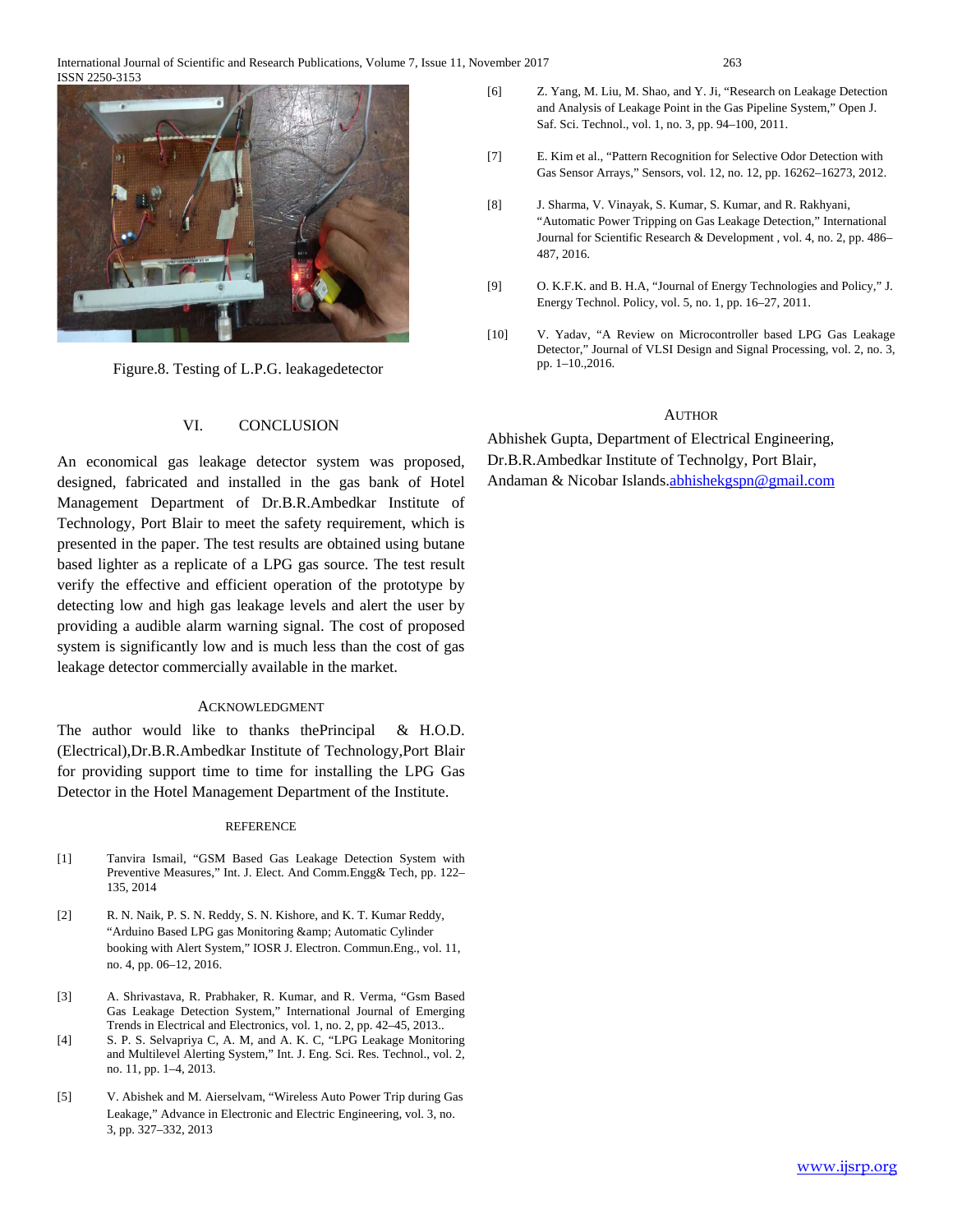Figure.8. Testing of L.P.G. leakagedetector

## VI. CONCLUSION

An economical gas leakage detector system was proposed, designed, fabricated and installed in the gas bank of Hotel Management Department of Dr.B.R.Ambedkar Institute of Technology, Port Blair to meet the safety requirement, which is presented in the paper. The test results are obtained using butane based lighter as a replicate of a LPG gas source. The test result verify the effective and efficient operation of the prototype by detecting low and high gas leakage levels and alert the user by providing a audible alarm warning signal. The cost of proposed system is significantly low and is much less than the cost of gas leakage detector commercially available in the market.

## ACKNOWLEDGMENT

The author would like to thanks thePrincipal & H.O.D. (Electrical),Dr.B.R.Ambedkar Institute of Technology,Port Blair for providing support time to time for installing the LPG Gas Detector in the Hotel Management Department of the Institute.

## REFERENCE

[1] Tanvira Ismail, "GSM Based Gas Leakage Detection System with Preventive Measures," Int. J. Elect. And Comm.Engg& Tech, pp. 122–135, 2014

[2] R. N. Naik, P. S. N. Reddy, S. N. Kishore, and K. T. Kumar Reddy, "Arduino Based LPG gas Monitoring &amp; Automatic Cylinder booking with Alert System," IOSR J. Electron. Commun.Eng., vol. 11, no. 4, pp. 06–12, 2016.

[3] A. Shrivastava, R. Prabhaker, R. Kumar, and R. Verma, "Gsm Based Gas Leakage Detection System," International Journal of Emerging Trends in Electrical and Electronics, vol. 1, no. 2, pp. 42–45, 2013..

[4] S. P. S. Selvapriya C, A. M, and A. K. C, "LPG Leakage Monitoring and Multilevel Alerting System," Int. J. Eng. Sci. Res. Technol., vol. 2, no. 11, pp. 1–4, 2013.

[5] V. Abishek and M. Aierselvam, "Wireless Auto Power Trip during Gas Leakage," Advance in Electronic and Electric Engineering, vol. 3, no. 3, pp. 327–332, 2013

[6] Z. Yang, M. Liu, M. Shao, and Y. Ji, "Research on Leakage Detection and Analysis of Leakage Point in the Gas Pipeline System," Open J. Saf. Sci. Technol., vol. 1, no. 3, pp. 94–100, 2011.

[7] E. Kim et al., "Pattern Recognition for Selective Odor Detection with Gas Sensor Arrays," Sensors, vol. 12, no. 12, pp. 16262–16273, 2012.

[8] J. Sharma, V. Vinayak, S. Kumar, S. Kumar, and R. Rakhyani, "Automatic Power Tripping on Gas Leakage Detection," International Journal for Scientific Research & Development , vol. 4, no. 2, pp. 486–487, 2016.

[9] O. K.F.K. and B. H.A, "Journal of Energy Technologies and Policy," J. Energy Technol. Policy, vol. 5, no. 1, pp. 16–27, 2011.

[10] V. Yadav, "A Review on Microcontroller based LPG Gas Leakage Detector," Journal of VLSI Design and Signal Processing, vol. 2, no. 3, pp. 1–10.,2016.

## AUTHOR

Abhishek Gupta, Department of Electrical Engineering, Dr.B.R.Ambedkar Institute of Technolgy, Port Blair, Andaman & Nicobar Islands.abhishekgspn@gmail.com